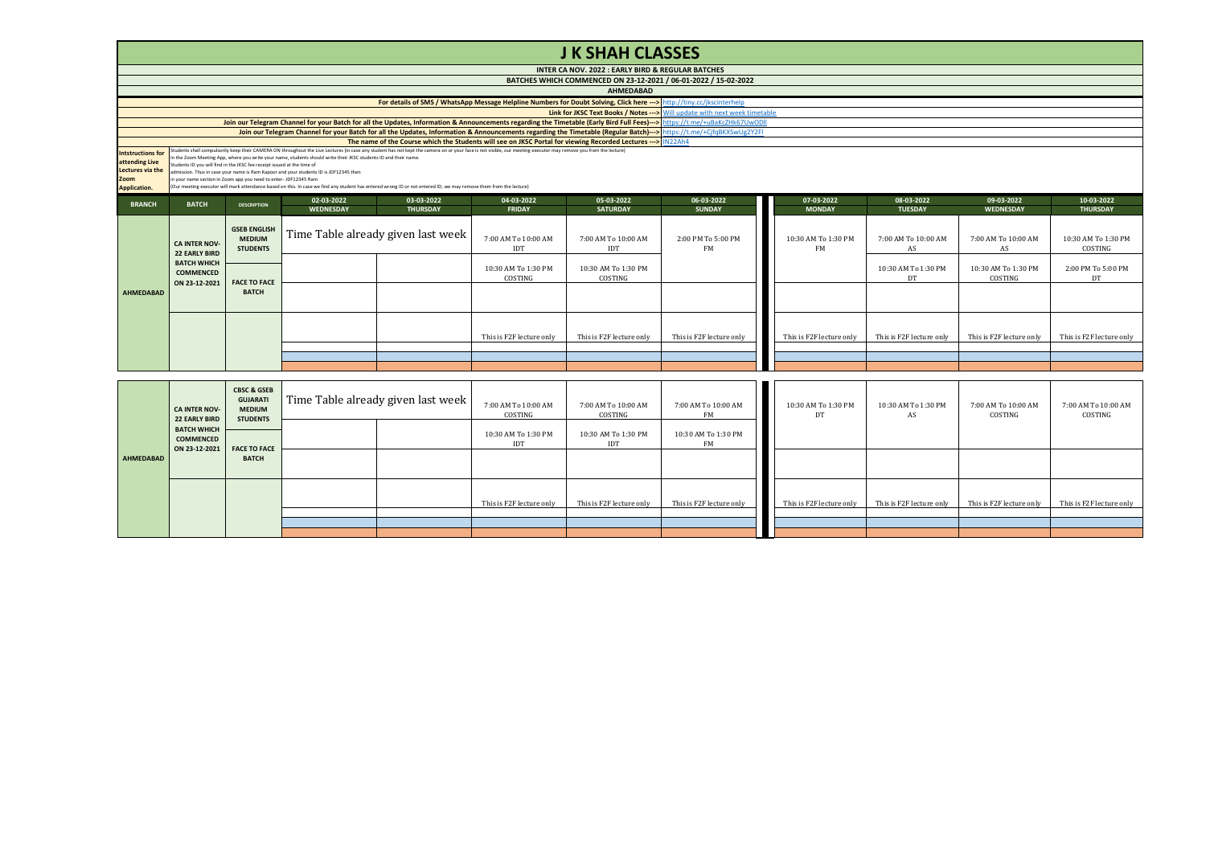# J K SHAH CLASSES

**INTER CA NOV. 2022 : EARLY BIRD & REGULAR BATCHES**

**BATCHES WHICH COMMENCED ON 23-12-2021 / 06-01-2022 / 15-02-2022**

**AHMEDABAD**

**For details of SMS / WhatsApp Message Helpline Numbers for Doubt Solving, Click here --->** http://tiny.cc/jkscinterhelp

**Link for JKSC Text Books / Notes --->** Will update with next week timetable

**Join our Telegram Channel for your Batch for all the Updates, Information & Announcements regarding the Timetable (Early Bird Full Fees)--->** https://t.me/+u8aKcZHk67UwODll

**Join our Telegram Channel for your Batch for all the Updates, Information & Announcements regarding the Timetable (Regular Batch)--->** https://t.me/+CjfqBKXSwUg2Y2FI

**The name of the Course which the Students will see on JKSC Portal for viewing Recorded Lectures --->** IN22Ah4

**Intstructions for attending Live Lectures via the Zoom Application.**

Students shall compulsorily keep their CAMERA ON throughout the Live Lectures (in case any student has not kept the camera on or your face is not visible, our meeting executor may remove you from the lecture)
In the Zoom Meeting App, where you write your name, students should write their JKSC students ID and their name.
Students ID you will find in the JKSC fee receipt issued at the time of
admission. Thus in case your name is Ram Kapoor and your students ID is JDF12345 then
in your name section in Zoom app you need to enter- JDF12345 Ram
(Our meeting executor will mark attendance based on this. In case we find any student has entered wrong ID or not entered ID, we may remove them from the lecture)

| BRANCH | BATCH | DESCRIPTION | 02-03-2022 WEDNESDAY | 03-03-2022 THURSDAY | 04-03-2022 FRIDAY | 05-03-2022 SATURDAY | 06-03-2022 SUNDAY | 07-03-2022 MONDAY | 08-03-2022 TUESDAY | 09-03-2022 WEDNESDAY | 10-03-2022 THURSDAY |
|---|---|---|---|---|---|---|---|---|---|---|---|
| AHMEDABAD | CA INTER NOV-22 EARLY BIRD BATCH WHICH COMMENCED ON 23-12-2021 | GSEB ENGLISH MEDIUM STUDENTS | Time Table already given last week | | 7:00 AM To 10:00 AM IDT | 7:00 AM To 10:00 AM IDT | 2:00 PM To 5:00 PM FM | 10:30 AM To 1:30 PM FM | 7:00 AM To 10:00 AM AS | 7:00 AM To 10:00 AM AS | 10:30 AM To 1:30 PM COSTING |
| | | FACE TO FACE BATCH | | | 10:30 AM To 1:30 PM COSTING | 10:30 AM To 1:30 PM COSTING | | | 10:30 AM To 1:30 PM DT | 10:30 AM To 1:30 PM COSTING | 2:00 PM To 5:00 PM DT |
| | | | | | This is F2F lecture only | This is F2F lecture only | This is F2F lecture only | This is F2F lecture only | This is F2F lecture only | This is F2F lecture only | This is F2F lecture only |

| BRANCH | BATCH | DESCRIPTION | 02-03-2022 WEDNESDAY | 03-03-2022 THURSDAY | 04-03-2022 FRIDAY | 05-03-2022 SATURDAY | 06-03-2022 SUNDAY | 07-03-2022 MONDAY | 08-03-2022 TUESDAY | 09-03-2022 WEDNESDAY | 10-03-2022 THURSDAY |
|---|---|---|---|---|---|---|---|---|---|---|---|
| AHMEDABAD | CA INTER NOV-22 EARLY BIRD BATCH WHICH COMMENCED ON 23-12-2021 | CBSC & GSEB GUJARATI MEDIUM STUDENTS | Time Table already given last week | | 7:00 AM To 10:00 AM COSTING | 7:00 AM To 10:00 AM COSTING | 7:00 AM To 10:00 AM FM | 10:30 AM To 1:30 PM DT | 10:30 AM To 1:30 PM AS | 7:00 AM To 10:00 AM COSTING | 7:00 AM To 10:00 AM COSTING |
| | | FACE TO FACE BATCH | | | 10:30 AM To 1:30 PM IDT | 10:30 AM To 1:30 PM IDT | 10:30 AM To 1:30 PM FM | | | | |
| | | | | | This is F2F lecture only | This is F2F lecture only | This is F2F lecture only | This is F2F lecture only | This is F2F lecture only | This is F2F lecture only | This is F2F lecture only |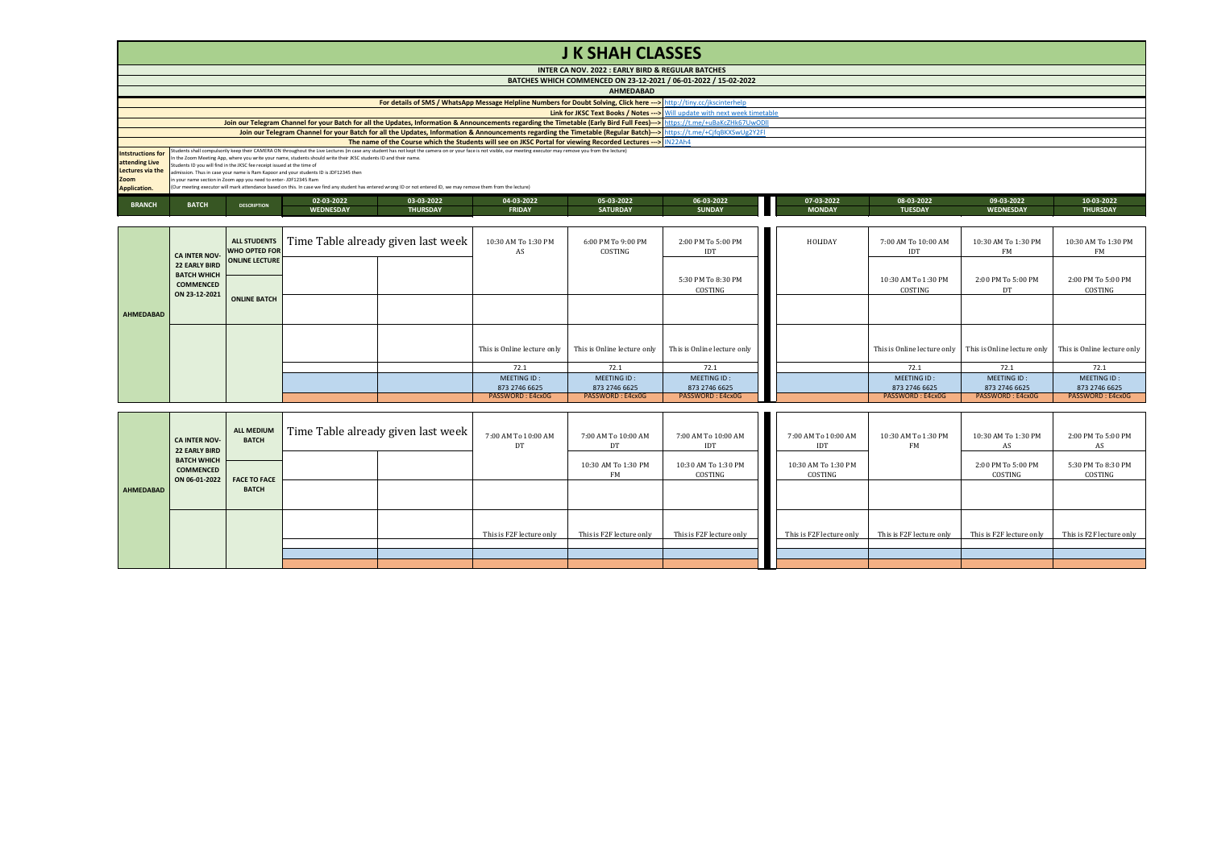# J K SHAH CLASSES

**INTER CA NOV. 2022 : EARLY BIRD & REGULAR BATCHES**

**BATCHES WHICH COMMENCED ON 23-12-2021 / 06-01-2022 / 15-02-2022**

**AHMEDABAD**

For details of SMS / WhatsApp Message Helpline Numbers for Doubt Solving, Click here ---> http://tiny.cc/jkscinterhelp

Link for JKSC Text Books / Notes ---> Will update with next week timetable

Join our Telegram Channel for your Batch for all the Updates, Information & Announcements regarding the Timetable (Early Bird Full Fees)---> https://t.me/+u8aKcZHk67UwODll

Join our Telegram Channel for your Batch for all the Updates, Information & Announcements regarding the Timetable (Regular Batch)---> https://t.me/+CjfqBKXSwUg2Y2FI

The name of the Course which the Students will see on JKSC Portal for viewing Recorded Lectures ---> IN22Ah4

**Intstructions for attending Live Lectures via the Zoom Application.**

Students shall compulsorily keep their CAMERA ON throughout the Live Lectures (in case any student has not kept the camera on or your face is not visible, our meeting executor may remove you from the lecture)
In the Zoom Meeting App, where you write your name, students should write their JKSC students ID and their name.
Students ID you will find in the JKSC fee receipt issued at the time of admission. Thus in case your name is Ram Kapoor and your students ID is JDF12345 then in your name section in Zoom app you need to enter- JDF12345 Ram
(Our meeting executor will mark attendance based on this. In case we find any student has entered wrong ID or not entered ID, we may remove them from the lecture)

| BRANCH | BATCH | DESCRIPTION | 02-03-2022 WEDNESDAY | 03-03-2022 THURSDAY | 04-03-2022 FRIDAY | 05-03-2022 SATURDAY | 06-03-2022 SUNDAY | 07-03-2022 MONDAY | 08-03-2022 TUESDAY | 09-03-2022 WEDNESDAY | 10-03-2022 THURSDAY |
|---|---|---|---|---|---|---|---|---|---|---|---|
| AHMEDABAD | CA INTER NOV-22 EARLY BIRD BATCH WHICH COMMENCED ON 23-12-2021 | ALL STUDENTS WHO OPTED FOR ONLINE LECTURE | Time Table already given last week | | 10:30 AM To 1:30 PM AS | 6:00 PM To 9:00 PM COSTING | 2:00 PM To 5:00 PM IDT | HOLIDAY | 7:00 AM To 10:00 AM IDT | 10:30 AM To 1:30 PM FM | 10:30 AM To 1:30 PM FM |
| | | ONLINE BATCH | | | | | 5:30 PM To 8:30 PM COSTING | | 10:30 AM To 1:30 PM COSTING | 2:00 PM To 5:00 PM DT | 2:00 PM To 5:00 PM COSTING |
| | | | | | | | | | | | |
| | | | | | This is Online lecture only | This is Online lecture only | This is Online lecture only | | This is Online lecture only | This is Online lecture only | This is Online lecture only |
| | | | | | 72.1 | 72.1 | 72.1 | | 72.1 | 72.1 | 72.1 |
| | | | | | MEETING ID : 873 2746 6625 | MEETING ID : 873 2746 6625 | MEETING ID : 873 2746 6625 | | MEETING ID : 873 2746 6625 | MEETING ID : 873 2746 6625 | MEETING ID : 873 2746 6625 |
| | | | | | PASSWORD : E4cx0G | PASSWORD : E4cx0G | PASSWORD : E4cx0G | | PASSWORD : E4cx0G | PASSWORD : E4cx0G | PASSWORD : E4cx0G |
| AHMEDABAD | CA INTER NOV-22 EARLY BIRD BATCH WHICH COMMENCED ON 06-01-2022 | ALL MEDIUM BATCH | Time Table already given last week | | 7:00 AM To 10:00 AM DT | 7:00 AM To 10:00 AM DT | 7:00 AM To 10:00 AM IDT | 7:00 AM To 10:00 AM IDT | 10:30 AM To 1:30 PM FM | 10:30 AM To 1:30 PM AS | 2:00 PM To 5:00 PM AS |
| | | FACE TO FACE BATCH | | | | 10:30 AM To 1:30 PM FM | 10:30 AM To 1:30 PM COSTING | 10:30 AM To 1:30 PM COSTING | | 2:00 PM To 5:00 PM COSTING | 5:30 PM To 8:30 PM COSTING |
| | | | | | | | | | | | |
| | | | | | This is F2F lecture only | This is F2F lecture only | This is F2F lecture only | This is F2F lecture only | This is F2F lecture only | This is F2F lecture only | This is F2F lecture only |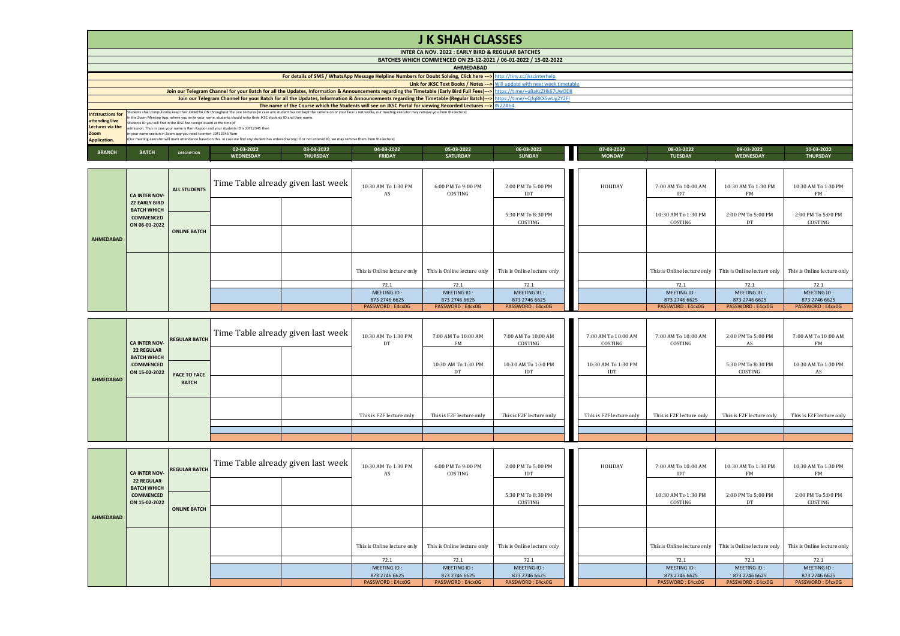# J K SHAH CLASSES

**INTER CA NOV. 2022 : EARLY BIRD & REGULAR BATCHES**

**BATCHES WHICH COMMENCED ON 23-12-2021 / 06-01-2022 / 15-02-2022**

**AHMEDABAD**

For details of SMS / WhatsApp Message Helpline Numbers for Doubt Solving, Click here ---> http://tiny.cc/jkscinterhelp

Link for JKSC Text Books / Notes ---> Will update with next week timetable

Join our Telegram Channel for your Batch for all the Updates, Information & Announcements regarding the Timetable (Early Bird Full Fees)---> https://t.me/+u8aKcZHk67UwODlI

Join our Telegram Channel for your Batch for all the Updates, Information & Announcements regarding the Timetable (Regular Batch)---> https://t.me/+CjfqBKXSwUg2Y2FI

The name of the Course which the Students will see on JKSC Portal for viewing Recorded Lectures ---> IN22Ah4

**Intstructions for attending Live Lectures via the Zoom Application.**

Students shall compulsorily keep their CAMERA ON throughout the Live Lectures (in case any student has not kept the camera on or your face is not visible, our meeting executor may remove you from the lecture)
In the Zoom Meeting App, where you write your name, students should write their JKSC students ID and their name.
Students ID you will find in the JKSC fee receipt issued at the time of admission. Thus in case your name is Ram Kapoor and your students ID is JDF12345 then in your name section in Zoom app you need to enter- JDF12345 Ram
(Our meeting executor will mark attendance based on this. In case we find any student has entered wrong ID or not entered ID, we may remove them from the lecture)

| BRANCH | BATCH | DESCRIPTION | 02-03-2022 WEDNESDAY | 03-03-2022 THURSDAY | 04-03-2022 FRIDAY | 05-03-2022 SATURDAY | 06-03-2022 SUNDAY | 07-03-2022 MONDAY | 08-03-2022 TUESDAY | 09-03-2022 WEDNESDAY | 10-03-2022 THURSDAY |
|---|---|---|---|---|---|---|---|---|---|---|---|
| AHMEDABAD | CA INTER NOV-22 EARLY BIRD BATCH WHICH COMMENCED ON 06-01-2022 | ALL STUDENTS | Time Table already given last week | | 10:30 AM To 1:30 PM AS | 6:00 PM To 9:00 PM COSTING | 2:00 PM To 5:00 PM IDT | HOLIDAY | 7:00 AM To 10:00 AM IDT | 10:30 AM To 1:30 PM FM | 10:30 AM To 1:30 PM FM |
| | | | | | | | 5:30 PM To 8:30 PM COSTING | | 10:30 AM To 1:30 PM COSTING | 2:00 PM To 5:00 PM DT | 2:00 PM To 5:00 PM COSTING |
| | | ONLINE BATCH | | | | | | | | | |
| | | | | | This is Online lecture only | This is Online lecture only | This is Online lecture only | | This is Online lecture only | This is Online lecture only | This is Online lecture only |
| | | | | | 72.1 | 72.1 | 72.1 | | 72.1 | 72.1 | 72.1 |
| | | | | | MEETING ID : 873 2746 6625 | MEETING ID : 873 2746 6625 | MEETING ID : 873 2746 6625 | | MEETING ID : 873 2746 6625 | MEETING ID : 873 2746 6625 | MEETING ID : 873 2746 6625 |
| | | | | | PASSWORD : E4cx0G | PASSWORD : E4cx0G | PASSWORD : E4cx0G | | PASSWORD : E4cx0G | PASSWORD : E4cx0G | PASSWORD : E4cx0G |
| AHMEDABAD | CA INTER NOV-22 REGULAR BATCH WHICH COMMENCED ON 15-02-2022 | REGULAR BATCH | Time Table already given last week | | 10:30 AM To 1:30 PM DT | 7:00 AM To 10:00 AM FM | 7:00 AM To 10:00 AM COSTING | 7:00 AM To 10:00 AM COSTING | 7:00 AM To 10:00 AM COSTING | 2:00 PM To 5:00 PM AS | 7:00 AM To 10:00 AM FM |
| | | | | | | 10:30 AM To 1:30 PM DT | 10:30 AM To 1:30 PM IDT | 10:30 AM To 1:30 PM IDT | | 5:30 PM To 8:30 PM COSTING | 10:30 AM To 1:30 PM AS |
| | | FACE TO FACE BATCH | | | | | | | | | |
| | | | | | This is F2F lecture only | This is F2F lecture only | This is F2F lecture only | This is F2F lecture only | This is F2F lecture only | This is F2F lecture only | This is F2F lecture only |
| AHMEDABAD | CA INTER NOV-22 REGULAR BATCH WHICH COMMENCED ON 15-02-2022 | REGULAR BATCH | Time Table already given last week | | 10:30 AM To 1:30 PM AS | 6:00 PM To 9:00 PM COSTING | 2:00 PM To 5:00 PM IDT | HOLIDAY | 7:00 AM To 10:00 AM IDT | 10:30 AM To 1:30 PM FM | 10:30 AM To 1:30 PM FM |
| | | | | | | | 5:30 PM To 8:30 PM COSTING | | 10:30 AM To 1:30 PM COSTING | 2:00 PM To 5:00 PM DT | 2:00 PM To 5:00 PM COSTING |
| | | ONLINE BATCH | | | | | | | | | |
| | | | | | This is Online lecture only | This is Online lecture only | This is Online lecture only | | This is Online lecture only | This is Online lecture only | This is Online lecture only |
| | | | | | 72.1 | 72.1 | 72.1 | | 72.1 | 72.1 | 72.1 |
| | | | | | MEETING ID : 873 2746 6625 | MEETING ID : 873 2746 6625 | MEETING ID : 873 2746 6625 | | MEETING ID : 873 2746 6625 | MEETING ID : 873 2746 6625 | MEETING ID : 873 2746 6625 |
| | | | | | PASSWORD : E4cx0G | PASSWORD : E4cx0G | PASSWORD : E4cx0G | | PASSWORD : E4cx0G | PASSWORD : E4cx0G | PASSWORD : E4cx0G |